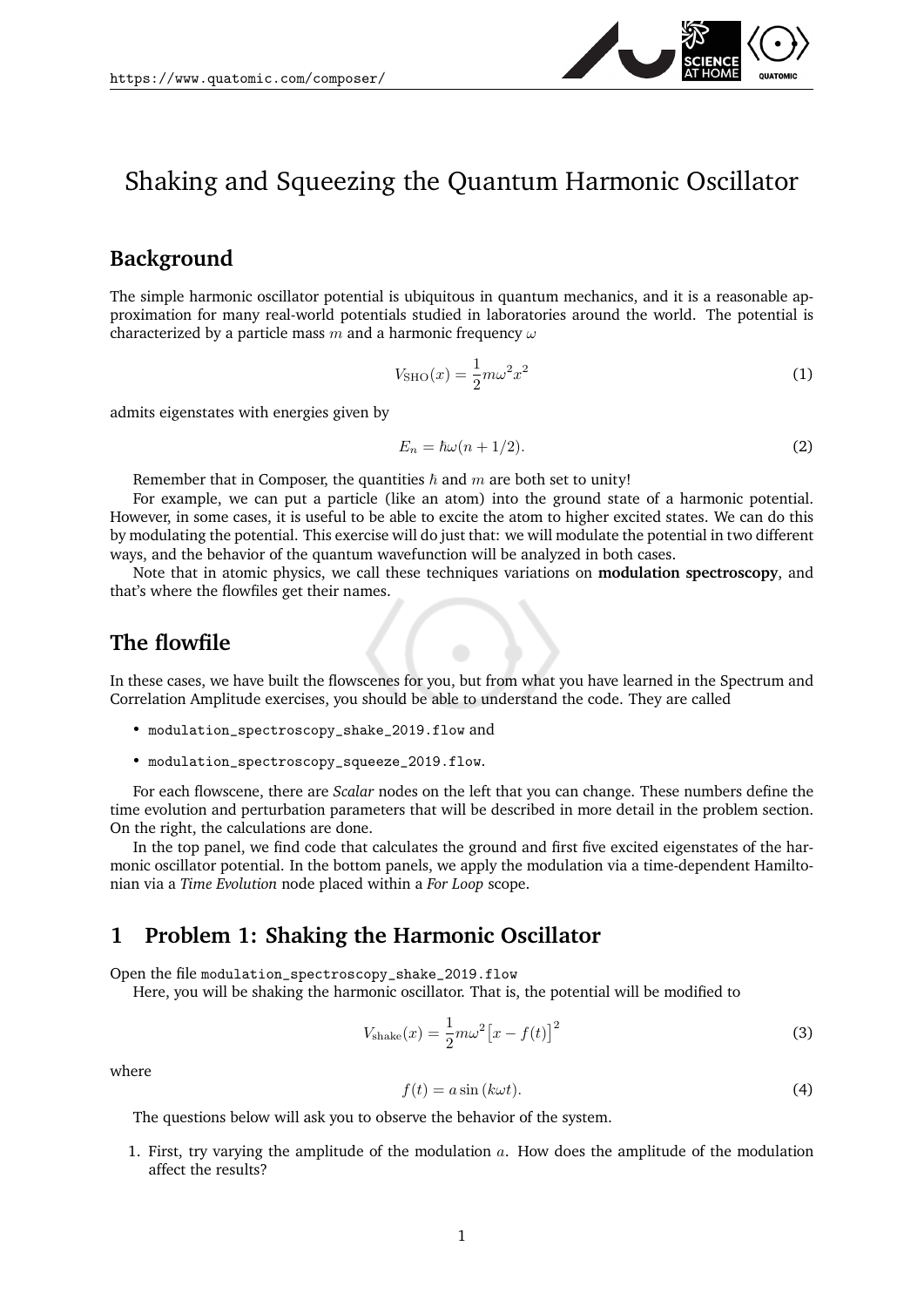# Shaking and Squeezing the Quantum Harmonic Oscillator

## Background

The simple harmonic oscillator potential is ubiquitous in quantum mechanics, and it is a reasonable approximation for many real-world potentials studied in laboratories around the world. The potential is characterized by a particle mass $m$ and a harmonic frequency $\omega$

$$V_{\text{SHO}}(x) = \frac{1}{2}m\omega^2 x^2 \tag{1}$$

admits eigenstates with energies given by

$$E_n = \hbar\omega(n + 1/2). \tag{2}$$

Remember that in Composer, the quantities $\hbar$ and $m$ are both set to unity!

For example, we can put a particle (like an atom) into the ground state of a harmonic potential. However, in some cases, it is useful to be able to excite the atom to higher excited states. We can do this by modulating the potential. This exercise will do just that: we will modulate the potential in two different ways, and the behavior of the quantum wavefunction will be analyzed in both cases.

Note that in atomic physics, we call these techniques variations on **modulation spectroscopy**, and that's where the flowfiles get their names.

## The flowfile

In these cases, we have built the flowscenes for you, but from what you have learned in the Spectrum and Correlation Amplitude exercises, you should be able to understand the code. They are called

- `modulation_spectroscopy_shake_2019.flow` and
- `modulation_spectroscopy_squeeze_2019.flow`.

For each flowscene, there are *Scalar* nodes on the left that you can change. These numbers define the time evolution and perturbation parameters that will be described in more detail in the problem section. On the right, the calculations are done.

In the top panel, we find code that calculates the ground and first five excited eigenstates of the harmonic oscillator potential. In the bottom panels, we apply the modulation via a time-dependent Hamiltonian via a *Time Evolution* node placed within a *For Loop* scope.

## 1 Problem 1: Shaking the Harmonic Oscillator

Open the file `modulation_spectroscopy_shake_2019.flow`

Here, you will be shaking the harmonic oscillator. That is, the potential will be modified to

$$V_{\text{shake}}(x) = \frac{1}{2}m\omega^2\big[x - f(t)\big]^2 \tag{3}$$

where

$$f(t) = a\sin(k\omega t). \tag{4}$$

The questions below will ask you to observe the behavior of the system.

1. First, try varying the amplitude of the modulation $a$. How does the amplitude of the modulation affect the results?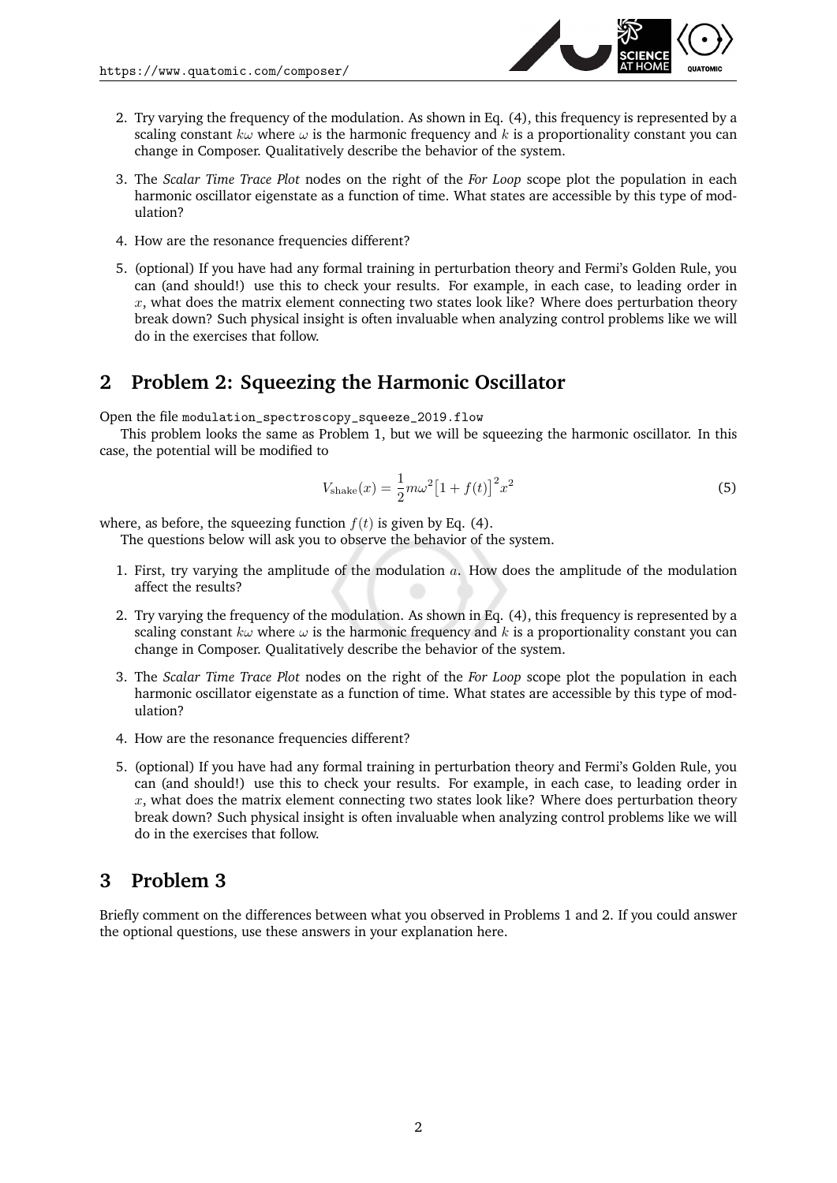2. Try varying the frequency of the modulation. As shown in Eq. (4), this frequency is represented by a scaling constant $k\omega$ where $\omega$ is the harmonic frequency and $k$ is a proportionality constant you can change in Composer. Qualitatively describe the behavior of the system.
3. The *Scalar Time Trace Plot* nodes on the right of the *For Loop* scope plot the population in each harmonic oscillator eigenstate as a function of time. What states are accessible by this type of modulation?
4. How are the resonance frequencies different?
5. (optional) If you have had any formal training in perturbation theory and Fermi's Golden Rule, you can (and should!) use this to check your results. For example, in each case, to leading order in $x$, what does the matrix element connecting two states look like? Where does perturbation theory break down? Such physical insight is often invaluable when analyzing control problems like we will do in the exercises that follow.

## 2 Problem 2: Squeezing the Harmonic Oscillator

Open the file modulation_spectroscopy_squeeze_2019.flow

This problem looks the same as Problem 1, but we will be squeezing the harmonic oscillator. In this case, the potential will be modified to

$$V_{\text{shake}}(x) = \frac{1}{2}m\omega^2\big[1 + f(t)\big]^2 x^2 \tag{5}$$

where, as before, the squeezing function $f(t)$ is given by Eq. (4).

The questions below will ask you to observe the behavior of the system.

1. First, try varying the amplitude of the modulation $a$. How does the amplitude of the modulation affect the results?
2. Try varying the frequency of the modulation. As shown in Eq. (4), this frequency is represented by a scaling constant $k\omega$ where $\omega$ is the harmonic frequency and $k$ is a proportionality constant you can change in Composer. Qualitatively describe the behavior of the system.
3. The *Scalar Time Trace Plot* nodes on the right of the *For Loop* scope plot the population in each harmonic oscillator eigenstate as a function of time. What states are accessible by this type of modulation?
4. How are the resonance frequencies different?
5. (optional) If you have had any formal training in perturbation theory and Fermi's Golden Rule, you can (and should!) use this to check your results. For example, in each case, to leading order in $x$, what does the matrix element connecting two states look like? Where does perturbation theory break down? Such physical insight is often invaluable when analyzing control problems like we will do in the exercises that follow.

## 3 Problem 3

Briefly comment on the differences between what you observed in Problems 1 and 2. If you could answer the optional questions, use these answers in your explanation here.